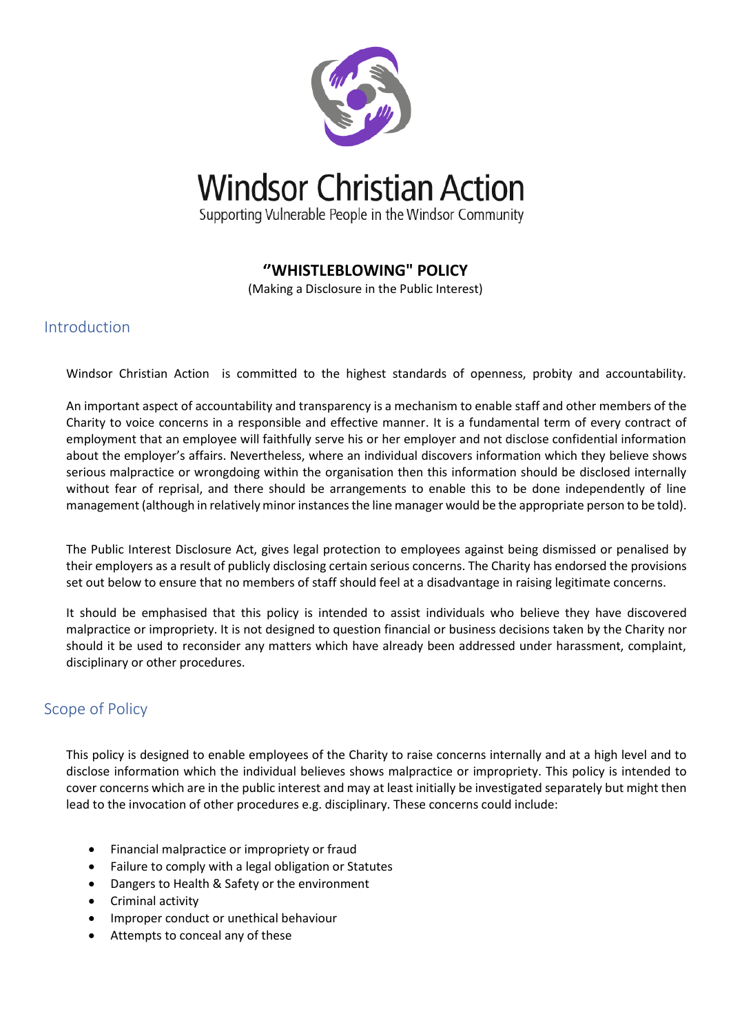# Windsor Christian Action

Supporting Vulnerable People in the Windsor Community

**"WHISTLEBLOWING" POLICY**

(Making a Disclosure in the Public Interest)

## Introduction

Windsor Christian Action is committed to the highest standards of openness, probity and accountability.

An important aspect of accountability and transparency is a mechanism to enable staff and other members of the Charity to voice concerns in a responsible and effective manner. It is a fundamental term of every contract of employment that an employee will faithfully serve his or her employer and not disclose confidential information about the employer's affairs. Nevertheless, where an individual discovers information which they believe shows serious malpractice or wrongdoing within the organisation then this information should be disclosed internally without fear of reprisal, and there should be arrangements to enable this to be done independently of line management (although in relatively minor instances the line manager would be the appropriate person to be told).

The Public Interest Disclosure Act, gives legal protection to employees against being dismissed or penalised by their employers as a result of publicly disclosing certain serious concerns. The Charity has endorsed the provisions set out below to ensure that no members of staff should feel at a disadvantage in raising legitimate concerns.

It should be emphasised that this policy is intended to assist individuals who believe they have discovered malpractice or impropriety. It is not designed to question financial or business decisions taken by the Charity nor should it be used to reconsider any matters which have already been addressed under harassment, complaint, disciplinary or other procedures.

## Scope of Policy

This policy is designed to enable employees of the Charity to raise concerns internally and at a high level and to disclose information which the individual believes shows malpractice or impropriety. This policy is intended to cover concerns which are in the public interest and may at least initially be investigated separately but might then lead to the invocation of other procedures e.g. disciplinary. These concerns could include:

- Financial malpractice or impropriety or fraud
- Failure to comply with a legal obligation or Statutes
- Dangers to Health & Safety or the environment
- Criminal activity
- Improper conduct or unethical behaviour
- Attempts to conceal any of these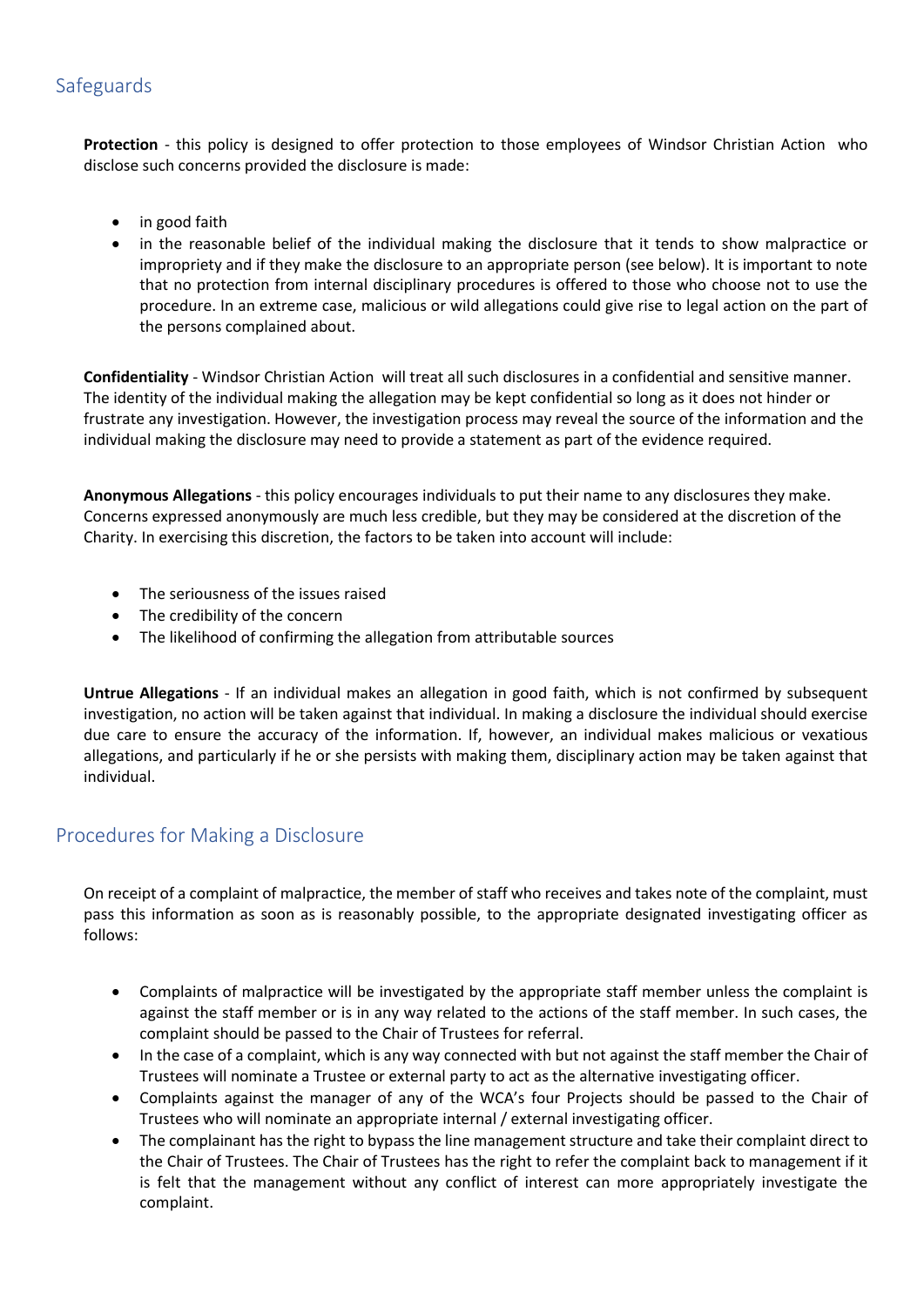## Safeguards

**Protection** - this policy is designed to offer protection to those employees of Windsor Christian Action who disclose such concerns provided the disclosure is made:

- in good faith
- in the reasonable belief of the individual making the disclosure that it tends to show malpractice or impropriety and if they make the disclosure to an appropriate person (see below). It is important to note that no protection from internal disciplinary procedures is offered to those who choose not to use the procedure. In an extreme case, malicious or wild allegations could give rise to legal action on the part of the persons complained about.

**Confidentiality** - Windsor Christian Action will treat all such disclosures in a confidential and sensitive manner. The identity of the individual making the allegation may be kept confidential so long as it does not hinder or frustrate any investigation. However, the investigation process may reveal the source of the information and the individual making the disclosure may need to provide a statement as part of the evidence required.

**Anonymous Allegations** - this policy encourages individuals to put their name to any disclosures they make. Concerns expressed anonymously are much less credible, but they may be considered at the discretion of the Charity. In exercising this discretion, the factors to be taken into account will include:

- The seriousness of the issues raised
- The credibility of the concern
- The likelihood of confirming the allegation from attributable sources

**Untrue Allegations** - If an individual makes an allegation in good faith, which is not confirmed by subsequent investigation, no action will be taken against that individual. In making a disclosure the individual should exercise due care to ensure the accuracy of the information. If, however, an individual makes malicious or vexatious allegations, and particularly if he or she persists with making them, disciplinary action may be taken against that individual.

## Procedures for Making a Disclosure

On receipt of a complaint of malpractice, the member of staff who receives and takes note of the complaint, must pass this information as soon as is reasonably possible, to the appropriate designated investigating officer as follows:

- Complaints of malpractice will be investigated by the appropriate staff member unless the complaint is against the staff member or is in any way related to the actions of the staff member. In such cases, the complaint should be passed to the Chair of Trustees for referral.
- In the case of a complaint, which is any way connected with but not against the staff member the Chair of Trustees will nominate a Trustee or external party to act as the alternative investigating officer.
- Complaints against the manager of any of the WCA's four Projects should be passed to the Chair of Trustees who will nominate an appropriate internal / external investigating officer.
- The complainant has the right to bypass the line management structure and take their complaint direct to the Chair of Trustees. The Chair of Trustees has the right to refer the complaint back to management if it is felt that the management without any conflict of interest can more appropriately investigate the complaint.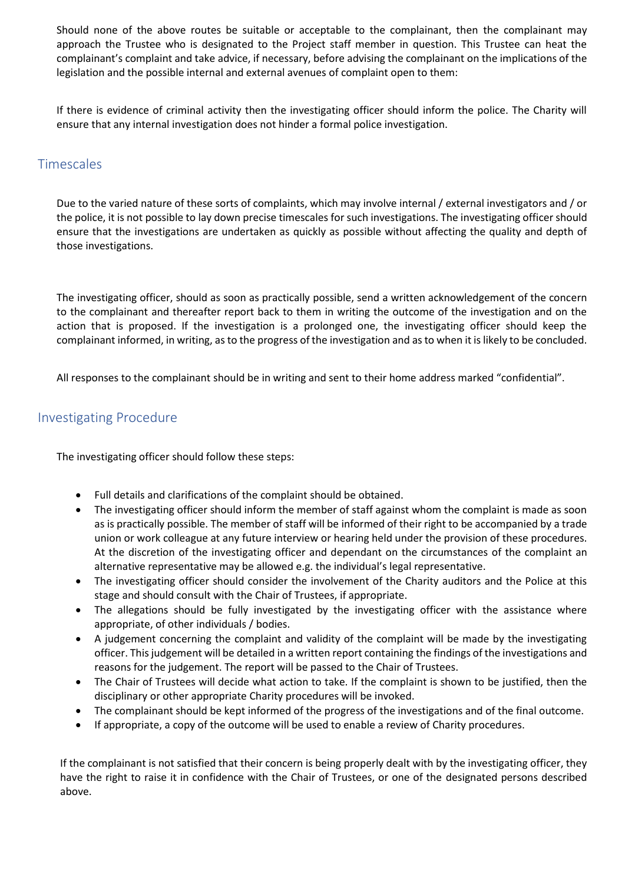Should none of the above routes be suitable or acceptable to the complainant, then the complainant may approach the Trustee who is designated to the Project staff member in question. This Trustee can heat the complainant's complaint and take advice, if necessary, before advising the complainant on the implications of the legislation and the possible internal and external avenues of complaint open to them:

If there is evidence of criminal activity then the investigating officer should inform the police. The Charity will ensure that any internal investigation does not hinder a formal police investigation.

## Timescales

Due to the varied nature of these sorts of complaints, which may involve internal / external investigators and / or the police, it is not possible to lay down precise timescales for such investigations. The investigating officer should ensure that the investigations are undertaken as quickly as possible without affecting the quality and depth of those investigations.

The investigating officer, should as soon as practically possible, send a written acknowledgement of the concern to the complainant and thereafter report back to them in writing the outcome of the investigation and on the action that is proposed. If the investigation is a prolonged one, the investigating officer should keep the complainant informed, in writing, as to the progress of the investigation and as to when it is likely to be concluded.

All responses to the complainant should be in writing and sent to their home address marked "confidential".

## Investigating Procedure

The investigating officer should follow these steps:

- Full details and clarifications of the complaint should be obtained.
- The investigating officer should inform the member of staff against whom the complaint is made as soon as is practically possible. The member of staff will be informed of their right to be accompanied by a trade union or work colleague at any future interview or hearing held under the provision of these procedures. At the discretion of the investigating officer and dependant on the circumstances of the complaint an alternative representative may be allowed e.g. the individual's legal representative.
- The investigating officer should consider the involvement of the Charity auditors and the Police at this stage and should consult with the Chair of Trustees, if appropriate.
- The allegations should be fully investigated by the investigating officer with the assistance where appropriate, of other individuals / bodies.
- A judgement concerning the complaint and validity of the complaint will be made by the investigating officer. This judgement will be detailed in a written report containing the findings of the investigations and reasons for the judgement. The report will be passed to the Chair of Trustees.
- The Chair of Trustees will decide what action to take. If the complaint is shown to be justified, then the disciplinary or other appropriate Charity procedures will be invoked.
- The complainant should be kept informed of the progress of the investigations and of the final outcome.
- If appropriate, a copy of the outcome will be used to enable a review of Charity procedures.

If the complainant is not satisfied that their concern is being properly dealt with by the investigating officer, they have the right to raise it in confidence with the Chair of Trustees, or one of the designated persons described above.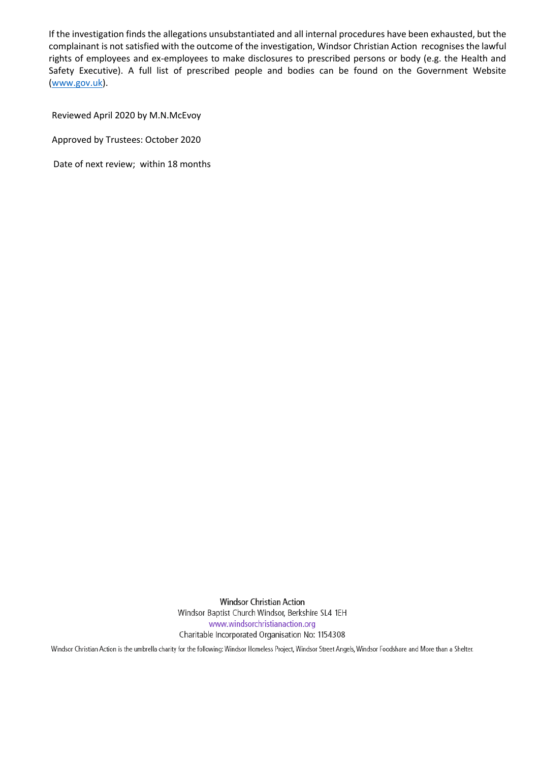If the investigation finds the allegations unsubstantiated and all internal procedures have been exhausted, but the complainant is not satisfied with the outcome of the investigation, Windsor Christian Action recognises the lawful rights of employees and ex-employees to make disclosures to prescribed persons or body (e.g. the Health and Safety Executive). A full list of prescribed people and bodies can be found on the Government Website ([www.gov.uk](http://www.gov.uk)).

Reviewed April 2020 by M.N.McEvoy

Approved by Trustees: October 2020

Date of next review; within 18 months

**Windsor Christian Action**
Windsor Baptist Church Windsor, Berkshire SL4 1EH
www.windsorchristianaction.org
Charitable Incorporated Organisation No: 1154308

Windsor Christian Action is the umbrella charity for the following: Windsor Homeless Project, Windsor Street Angels, Windsor Foodshare and More than a Shelter.